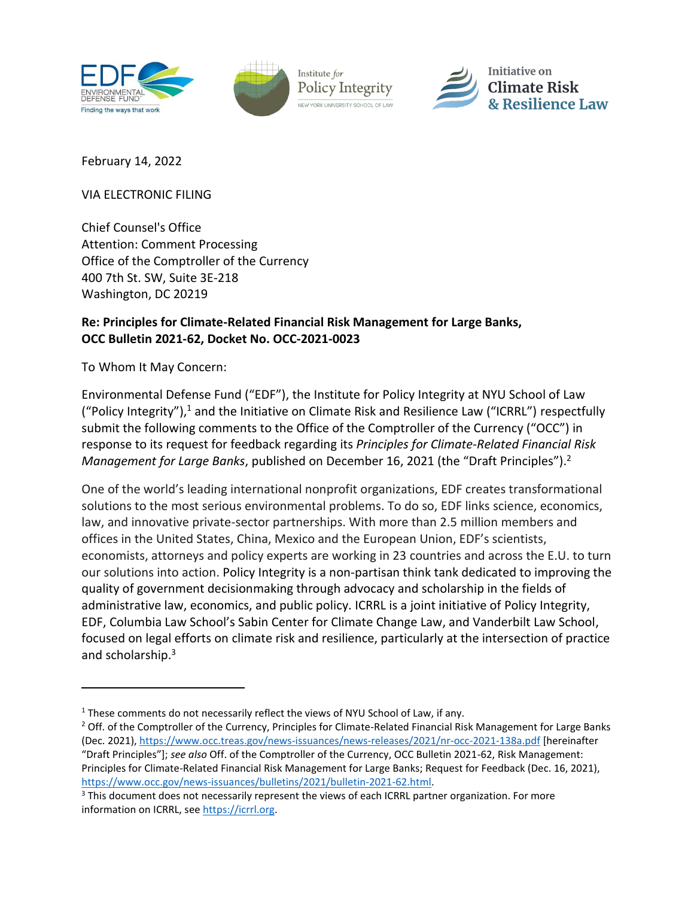February 14, 2022

VIA ELECTRONIC FILING

Chief Counsel's Office
Attention: Comment Processing
Office of the Comptroller of the Currency
400 7th St. SW, Suite 3E-218
Washington, DC 20219

**Re: Principles for Climate-Related Financial Risk Management for Large Banks, OCC Bulletin 2021-62, Docket No. OCC-2021-0023**

To Whom It May Concern:

Environmental Defense Fund ("EDF"), the Institute for Policy Integrity at NYU School of Law ("Policy Integrity"),[1] and the Initiative on Climate Risk and Resilience Law ("ICRRL") respectfully submit the following comments to the Office of the Comptroller of the Currency ("OCC") in response to its request for feedback regarding its *Principles for Climate-Related Financial Risk Management for Large Banks*, published on December 16, 2021 (the "Draft Principles").[2]

One of the world's leading international nonprofit organizations, EDF creates transformational solutions to the most serious environmental problems. To do so, EDF links science, economics, law, and innovative private-sector partnerships. With more than 2.5 million members and offices in the United States, China, Mexico and the European Union, EDF's scientists, economists, attorneys and policy experts are working in 23 countries and across the E.U. to turn our solutions into action. Policy Integrity is a non-partisan think tank dedicated to improving the quality of government decisionmaking through advocacy and scholarship in the fields of administrative law, economics, and public policy. ICRRL is a joint initiative of Policy Integrity, EDF, Columbia Law School's Sabin Center for Climate Change Law, and Vanderbilt Law School, focused on legal efforts on climate risk and resilience, particularly at the intersection of practice and scholarship.[3]

---

[1] These comments do not necessarily reflect the views of NYU School of Law, if any.

[2] Off. of the Comptroller of the Currency, Principles for Climate-Related Financial Risk Management for Large Banks (Dec. 2021), https://www.occ.treas.gov/news-issuances/news-releases/2021/nr-occ-2021-138a.pdf [hereinafter "Draft Principles"]; *see also* Off. of the Comptroller of the Currency, OCC Bulletin 2021-62, Risk Management: Principles for Climate-Related Financial Risk Management for Large Banks; Request for Feedback (Dec. 16, 2021), https://www.occ.gov/news-issuances/bulletins/2021/bulletin-2021-62.html.

[3] This document does not necessarily represent the views of each ICRRL partner organization. For more information on ICRRL, see https://icrrl.org.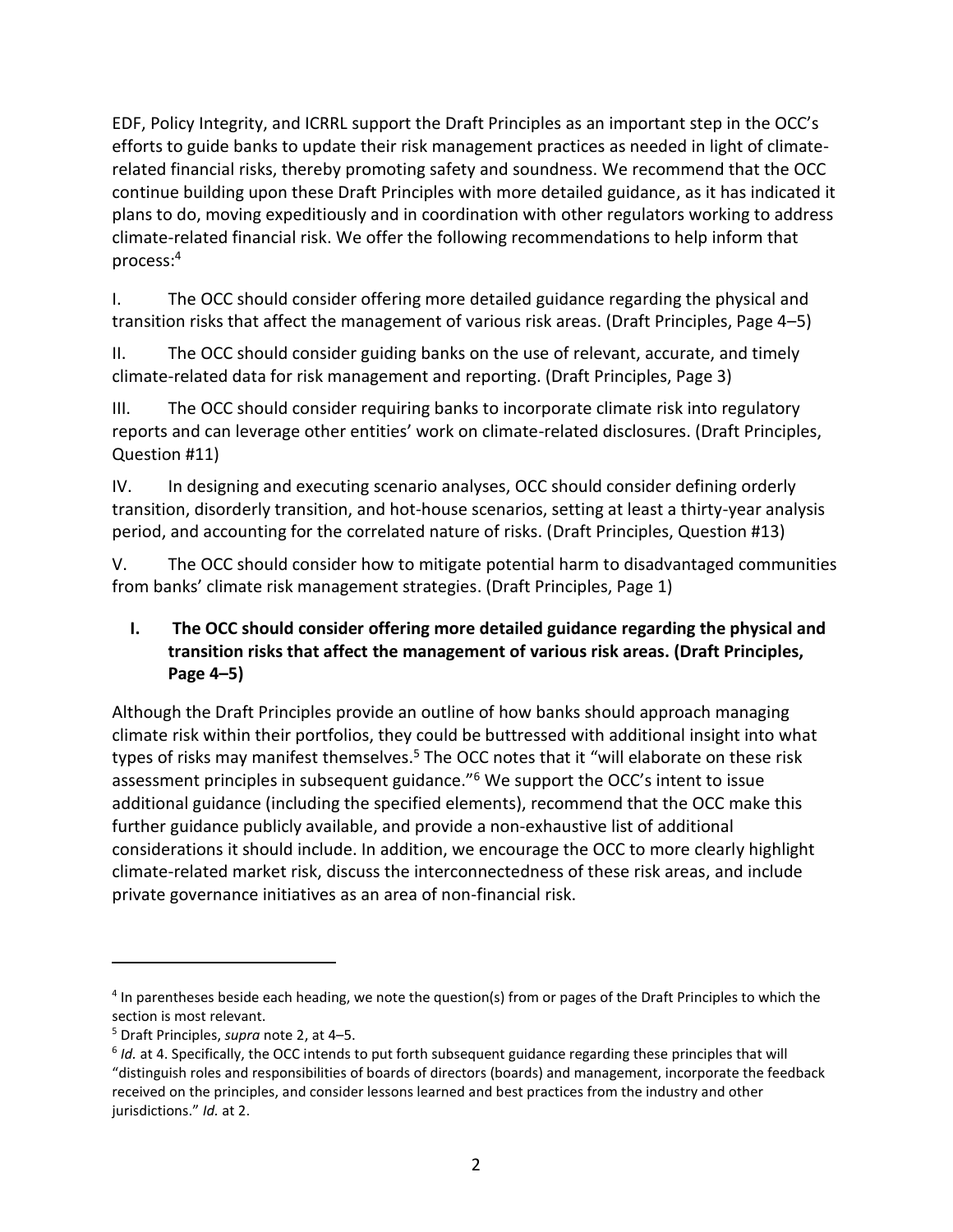EDF, Policy Integrity, and ICRRL support the Draft Principles as an important step in the OCC's efforts to guide banks to update their risk management practices as needed in light of climate-related financial risks, thereby promoting safety and soundness. We recommend that the OCC continue building upon these Draft Principles with more detailed guidance, as it has indicated it plans to do, moving expeditiously and in coordination with other regulators working to address climate-related financial risk. We offer the following recommendations to help inform that process:[4]

I. The OCC should consider offering more detailed guidance regarding the physical and transition risks that affect the management of various risk areas. (Draft Principles, Page 4–5)

II. The OCC should consider guiding banks on the use of relevant, accurate, and timely climate-related data for risk management and reporting. (Draft Principles, Page 3)

III. The OCC should consider requiring banks to incorporate climate risk into regulatory reports and can leverage other entities' work on climate-related disclosures. (Draft Principles, Question #11)

IV. In designing and executing scenario analyses, OCC should consider defining orderly transition, disorderly transition, and hot-house scenarios, setting at least a thirty-year analysis period, and accounting for the correlated nature of risks. (Draft Principles, Question #13)

V. The OCC should consider how to mitigate potential harm to disadvantaged communities from banks' climate risk management strategies. (Draft Principles, Page 1)

## I. The OCC should consider offering more detailed guidance regarding the physical and transition risks that affect the management of various risk areas. (Draft Principles, Page 4–5)

Although the Draft Principles provide an outline of how banks should approach managing climate risk within their portfolios, they could be buttressed with additional insight into what types of risks may manifest themselves.[5] The OCC notes that it "will elaborate on these risk assessment principles in subsequent guidance."[6] We support the OCC's intent to issue additional guidance (including the specified elements), recommend that the OCC make this further guidance publicly available, and provide a non-exhaustive list of additional considerations it should include. In addition, we encourage the OCC to more clearly highlight climate-related market risk, discuss the interconnectedness of these risk areas, and include private governance initiatives as an area of non-financial risk.

---

[4] In parentheses beside each heading, we note the question(s) from or pages of the Draft Principles to which the section is most relevant.

[5] Draft Principles, *supra* note 2, at 4–5.

[6] *Id.* at 4. Specifically, the OCC intends to put forth subsequent guidance regarding these principles that will "distinguish roles and responsibilities of boards of directors (boards) and management, incorporate the feedback received on the principles, and consider lessons learned and best practices from the industry and other jurisdictions." *Id.* at 2.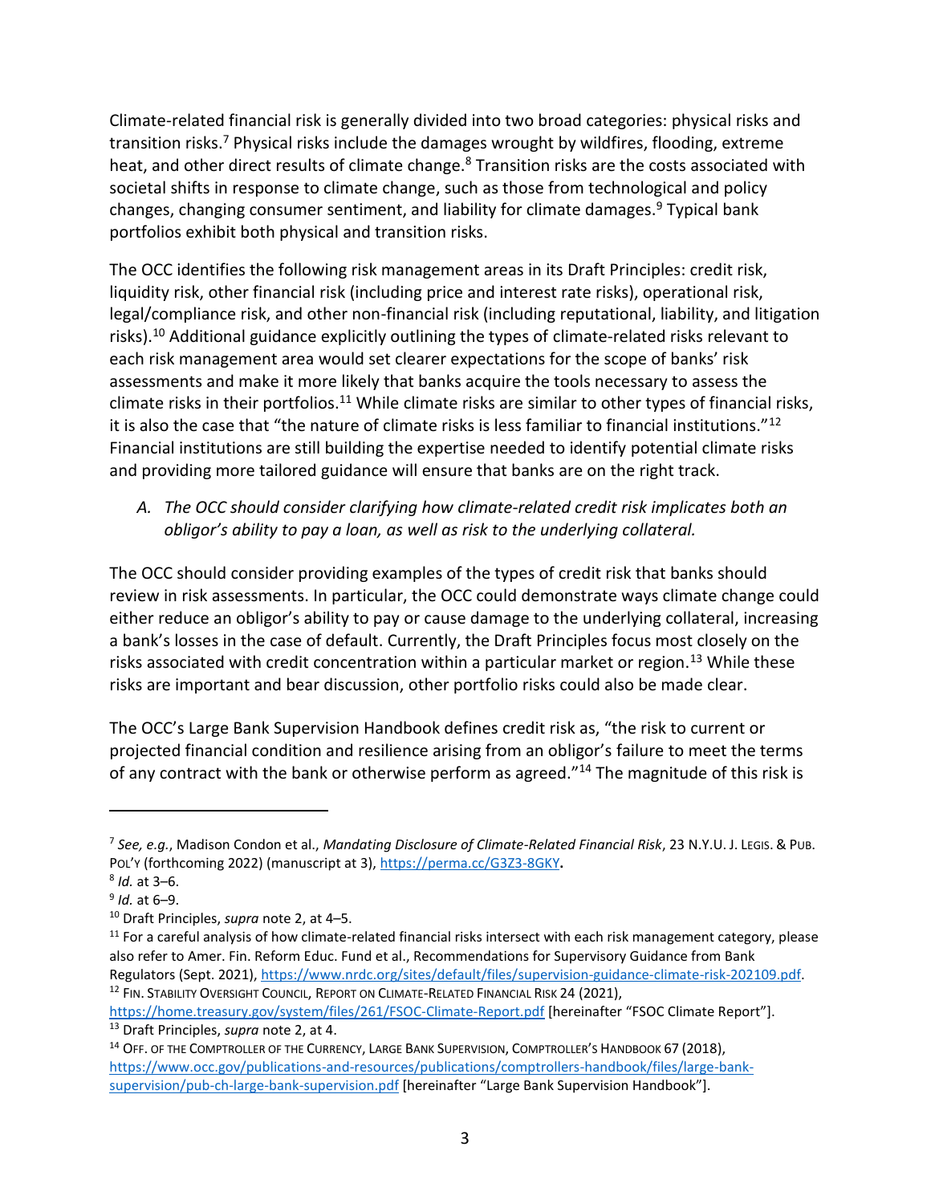Climate-related financial risk is generally divided into two broad categories: physical risks and transition risks.[7] Physical risks include the damages wrought by wildfires, flooding, extreme heat, and other direct results of climate change.[8] Transition risks are the costs associated with societal shifts in response to climate change, such as those from technological and policy changes, changing consumer sentiment, and liability for climate damages.[9] Typical bank portfolios exhibit both physical and transition risks.

The OCC identifies the following risk management areas in its Draft Principles: credit risk, liquidity risk, other financial risk (including price and interest rate risks), operational risk, legal/compliance risk, and other non-financial risk (including reputational, liability, and litigation risks).[10] Additional guidance explicitly outlining the types of climate-related risks relevant to each risk management area would set clearer expectations for the scope of banks' risk assessments and make it more likely that banks acquire the tools necessary to assess the climate risks in their portfolios.[11] While climate risks are similar to other types of financial risks, it is also the case that "the nature of climate risks is less familiar to financial institutions."[12] Financial institutions are still building the expertise needed to identify potential climate risks and providing more tailored guidance will ensure that banks are on the right track.

*A. The OCC should consider clarifying how climate-related credit risk implicates both an obligor's ability to pay a loan, as well as risk to the underlying collateral.*

The OCC should consider providing examples of the types of credit risk that banks should review in risk assessments. In particular, the OCC could demonstrate ways climate change could either reduce an obligor's ability to pay or cause damage to the underlying collateral, increasing a bank's losses in the case of default. Currently, the Draft Principles focus most closely on the risks associated with credit concentration within a particular market or region.[13] While these risks are important and bear discussion, other portfolio risks could also be made clear.

The OCC's Large Bank Supervision Handbook defines credit risk as, "the risk to current or projected financial condition and resilience arising from an obligor's failure to meet the terms of any contract with the bank or otherwise perform as agreed."[14] The magnitude of this risk is

---

[7] *See, e.g.*, Madison Condon et al., *Mandating Disclosure of Climate-Related Financial Risk*, 23 N.Y.U. J. LEGIS. & PUB. POL'Y (forthcoming 2022) (manuscript at 3), https://perma.cc/G3Z3-8GKY.

[8] *Id.* at 3–6.

[9] *Id.* at 6–9.

[10] Draft Principles, *supra* note 2, at 4–5.

[11] For a careful analysis of how climate-related financial risks intersect with each risk management category, please also refer to Amer. Fin. Reform Educ. Fund et al., Recommendations for Supervisory Guidance from Bank Regulators (Sept. 2021), https://www.nrdc.org/sites/default/files/supervision-guidance-climate-risk-202109.pdf.

[12] FIN. STABILITY OVERSIGHT COUNCIL, REPORT ON CLIMATE-RELATED FINANCIAL RISK 24 (2021), https://home.treasury.gov/system/files/261/FSOC-Climate-Report.pdf [hereinafter "FSOC Climate Report"].

[13] Draft Principles, *supra* note 2, at 4.

[14] OFF. OF THE COMPTROLLER OF THE CURRENCY, LARGE BANK SUPERVISION, COMPTROLLER'S HANDBOOK 67 (2018), https://www.occ.gov/publications-and-resources/publications/comptrollers-handbook/files/large-bank-supervision/pub-ch-large-bank-supervision.pdf [hereinafter "Large Bank Supervision Handbook"].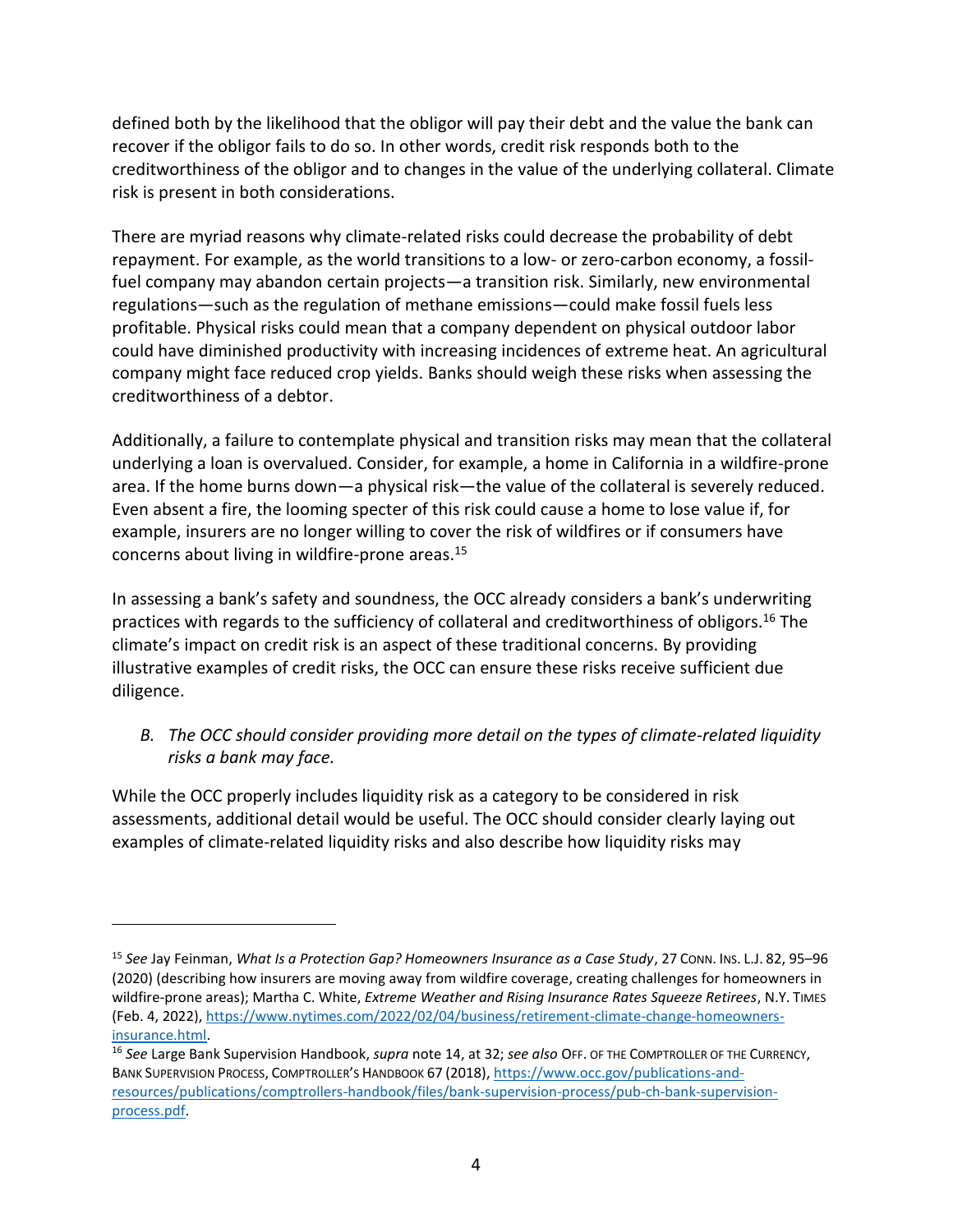defined both by the likelihood that the obligor will pay their debt and the value the bank can recover if the obligor fails to do so. In other words, credit risk responds both to the creditworthiness of the obligor and to changes in the value of the underlying collateral. Climate risk is present in both considerations.

There are myriad reasons why climate-related risks could decrease the probability of debt repayment. For example, as the world transitions to a low- or zero-carbon economy, a fossil-fuel company may abandon certain projects—a transition risk. Similarly, new environmental regulations—such as the regulation of methane emissions—could make fossil fuels less profitable. Physical risks could mean that a company dependent on physical outdoor labor could have diminished productivity with increasing incidences of extreme heat. An agricultural company might face reduced crop yields. Banks should weigh these risks when assessing the creditworthiness of a debtor.

Additionally, a failure to contemplate physical and transition risks may mean that the collateral underlying a loan is overvalued. Consider, for example, a home in California in a wildfire-prone area. If the home burns down—a physical risk—the value of the collateral is severely reduced. Even absent a fire, the looming specter of this risk could cause a home to lose value if, for example, insurers are no longer willing to cover the risk of wildfires or if consumers have concerns about living in wildfire-prone areas.[15]

In assessing a bank's safety and soundness, the OCC already considers a bank's underwriting practices with regards to the sufficiency of collateral and creditworthiness of obligors.[16] The climate's impact on credit risk is an aspect of these traditional concerns. By providing illustrative examples of credit risks, the OCC can ensure these risks receive sufficient due diligence.

*B. The OCC should consider providing more detail on the types of climate-related liquidity risks a bank may face.*

While the OCC properly includes liquidity risk as a category to be considered in risk assessments, additional detail would be useful. The OCC should consider clearly laying out examples of climate-related liquidity risks and also describe how liquidity risks may

---

[15] *See* Jay Feinman, *What Is a Protection Gap? Homeowners Insurance as a Case Study*, 27 CONN. INS. L.J. 82, 95–96 (2020) (describing how insurers are moving away from wildfire coverage, creating challenges for homeowners in wildfire-prone areas); Martha C. White, *Extreme Weather and Rising Insurance Rates Squeeze Retirees*, N.Y. TIMES (Feb. 4, 2022), https://www.nytimes.com/2022/02/04/business/retirement-climate-change-homeowners-insurance.html.

[16] *See* Large Bank Supervision Handbook, *supra* note 14, at 32; *see also* OFF. OF THE COMPTROLLER OF THE CURRENCY, BANK SUPERVISION PROCESS, COMPTROLLER'S HANDBOOK 67 (2018), https://www.occ.gov/publications-and-resources/publications/comptrollers-handbook/files/bank-supervision-process/pub-ch-bank-supervision-process.pdf.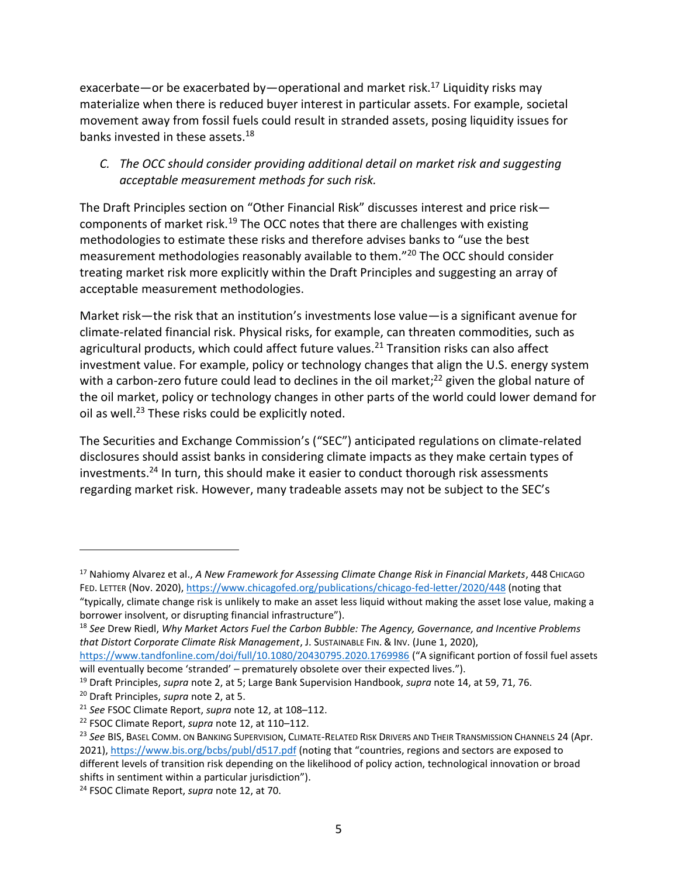exacerbate—or be exacerbated by—operational and market risk.[17] Liquidity risks may materialize when there is reduced buyer interest in particular assets. For example, societal movement away from fossil fuels could result in stranded assets, posing liquidity issues for banks invested in these assets.[18]

*C. The OCC should consider providing additional detail on market risk and suggesting acceptable measurement methods for such risk.*

The Draft Principles section on "Other Financial Risk" discusses interest and price risk—components of market risk.[19] The OCC notes that there are challenges with existing methodologies to estimate these risks and therefore advises banks to "use the best measurement methodologies reasonably available to them."[20] The OCC should consider treating market risk more explicitly within the Draft Principles and suggesting an array of acceptable measurement methodologies.

Market risk—the risk that an institution's investments lose value—is a significant avenue for climate-related financial risk. Physical risks, for example, can threaten commodities, such as agricultural products, which could affect future values.[21] Transition risks can also affect investment value. For example, policy or technology changes that align the U.S. energy system with a carbon-zero future could lead to declines in the oil market;[22] given the global nature of the oil market, policy or technology changes in other parts of the world could lower demand for oil as well.[23] These risks could be explicitly noted.

The Securities and Exchange Commission's ("SEC") anticipated regulations on climate-related disclosures should assist banks in considering climate impacts as they make certain types of investments.[24] In turn, this should make it easier to conduct thorough risk assessments regarding market risk. However, many tradeable assets may not be subject to the SEC's

---

[17] Nahiomy Alvarez et al., *A New Framework for Assessing Climate Change Risk in Financial Markets*, 448 CHICAGO FED. LETTER (Nov. 2020), https://www.chicagofed.org/publications/chicago-fed-letter/2020/448 (noting that "typically, climate change risk is unlikely to make an asset less liquid without making the asset lose value, making a borrower insolvent, or disrupting financial infrastructure").

[18] *See* Drew Riedl, *Why Market Actors Fuel the Carbon Bubble: The Agency, Governance, and Incentive Problems that Distort Corporate Climate Risk Management*, J. SUSTAINABLE FIN. & INV. (June 1, 2020), https://www.tandfonline.com/doi/full/10.1080/20430795.2020.1769986 ("A significant portion of fossil fuel assets will eventually become 'stranded' – prematurely obsolete over their expected lives.").

[19] Draft Principles, *supra* note 2, at 5; Large Bank Supervision Handbook, *supra* note 14, at 59, 71, 76.

[20] Draft Principles, *supra* note 2, at 5.

[21] *See* FSOC Climate Report, *supra* note 12, at 108–112.

[22] FSOC Climate Report, *supra* note 12, at 110–112.

[23] *See* BIS, BASEL COMM. ON BANKING SUPERVISION, CLIMATE-RELATED RISK DRIVERS AND THEIR TRANSMISSION CHANNELS 24 (Apr. 2021), https://www.bis.org/bcbs/publ/d517.pdf (noting that "countries, regions and sectors are exposed to different levels of transition risk depending on the likelihood of policy action, technological innovation or broad shifts in sentiment within a particular jurisdiction").

[24] FSOC Climate Report, *supra* note 12, at 70.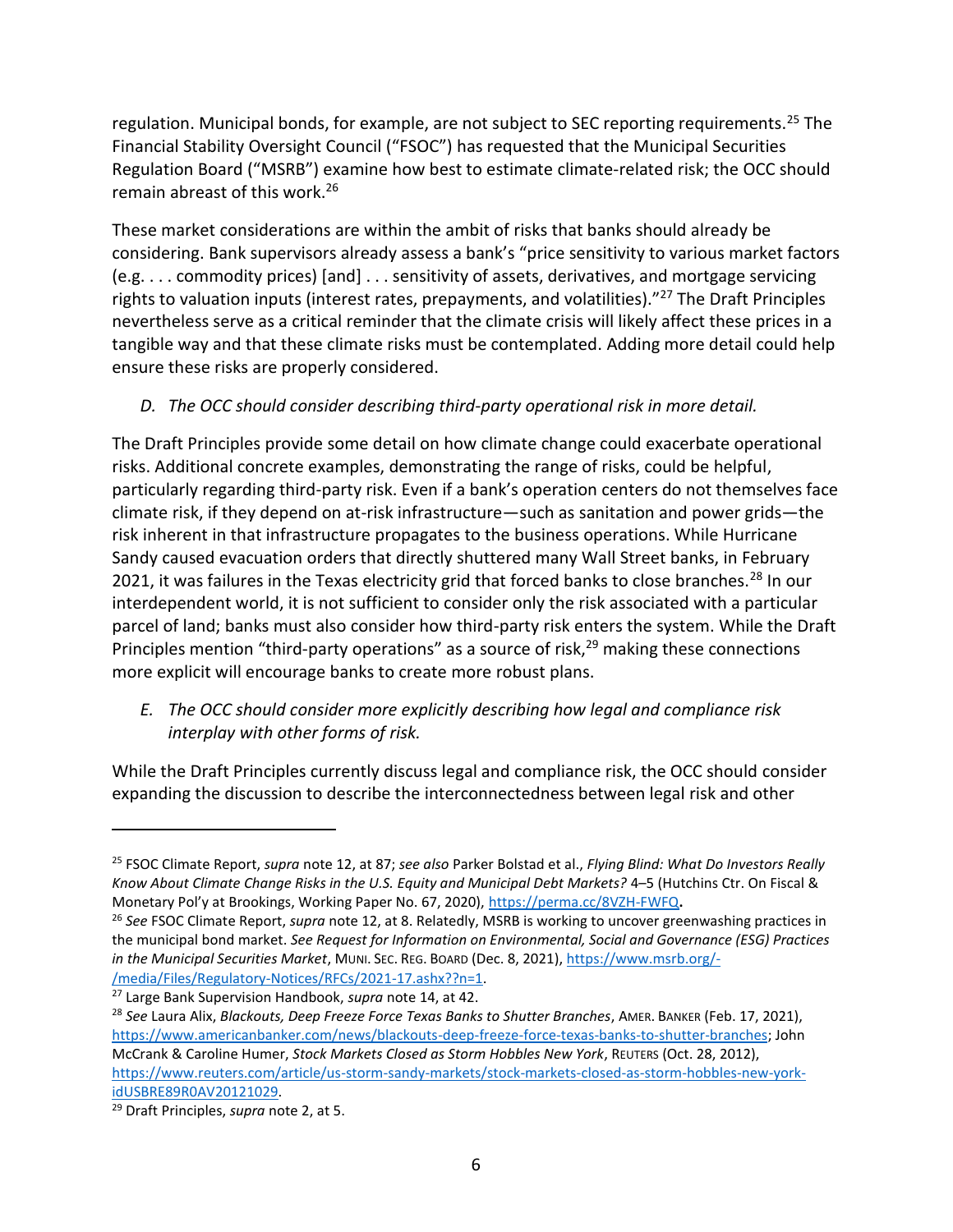regulation. Municipal bonds, for example, are not subject to SEC reporting requirements.[25] The Financial Stability Oversight Council ("FSOC") has requested that the Municipal Securities Regulation Board ("MSRB") examine how best to estimate climate-related risk; the OCC should remain abreast of this work.[26]

These market considerations are within the ambit of risks that banks should already be considering. Bank supervisors already assess a bank's "price sensitivity to various market factors (e.g. . . . commodity prices) [and] . . . sensitivity of assets, derivatives, and mortgage servicing rights to valuation inputs (interest rates, prepayments, and volatilities)."[27] The Draft Principles nevertheless serve as a critical reminder that the climate crisis will likely affect these prices in a tangible way and that these climate risks must be contemplated. Adding more detail could help ensure these risks are properly considered.

### *D. The OCC should consider describing third-party operational risk in more detail.*

The Draft Principles provide some detail on how climate change could exacerbate operational risks. Additional concrete examples, demonstrating the range of risks, could be helpful, particularly regarding third-party risk. Even if a bank's operation centers do not themselves face climate risk, if they depend on at-risk infrastructure—such as sanitation and power grids—the risk inherent in that infrastructure propagates to the business operations. While Hurricane Sandy caused evacuation orders that directly shuttered many Wall Street banks, in February 2021, it was failures in the Texas electricity grid that forced banks to close branches.[28] In our interdependent world, it is not sufficient to consider only the risk associated with a particular parcel of land; banks must also consider how third-party risk enters the system. While the Draft Principles mention "third-party operations" as a source of risk,[29] making these connections more explicit will encourage banks to create more robust plans.

### *E. The OCC should consider more explicitly describing how legal and compliance risk interplay with other forms of risk.*

While the Draft Principles currently discuss legal and compliance risk, the OCC should consider expanding the discussion to describe the interconnectedness between legal risk and other

---

[25] FSOC Climate Report, *supra* note 12, at 87; *see also* Parker Bolstad et al., *Flying Blind: What Do Investors Really Know About Climate Change Risks in the U.S. Equity and Municipal Debt Markets?* 4–5 (Hutchins Ctr. On Fiscal & Monetary Pol'y at Brookings, Working Paper No. 67, 2020), https://perma.cc/8VZH-FWFQ**.**

[26] *See* FSOC Climate Report, *supra* note 12, at 8. Relatedly, MSRB is working to uncover greenwashing practices in the municipal bond market. *See Request for Information on Environmental, Social and Governance (ESG) Practices in the Municipal Securities Market*, MUNI. SEC. REG. BOARD (Dec. 8, 2021), https://www.msrb.org/-/media/Files/Regulatory-Notices/RFCs/2021-17.ashx??n=1.

[27] Large Bank Supervision Handbook, *supra* note 14, at 42.

[28] *See* Laura Alix, *Blackouts, Deep Freeze Force Texas Banks to Shutter Branches*, AMER. BANKER (Feb. 17, 2021), https://www.americanbanker.com/news/blackouts-deep-freeze-force-texas-banks-to-shutter-branches; John McCrank & Caroline Humer, *Stock Markets Closed as Storm Hobbles New York*, REUTERS (Oct. 28, 2012), https://www.reuters.com/article/us-storm-sandy-markets/stock-markets-closed-as-storm-hobbles-new-york-idUSBRE89R0AV20121029.

[29] Draft Principles, *supra* note 2, at 5.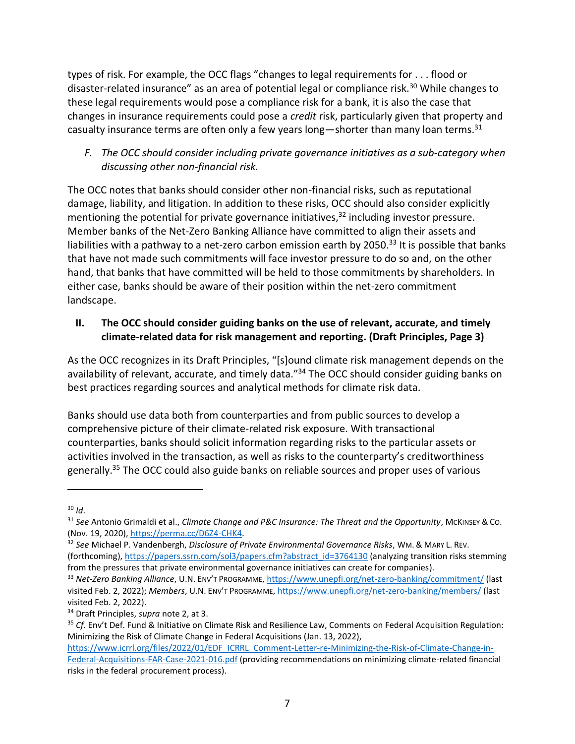types of risk. For example, the OCC flags "changes to legal requirements for . . . flood or disaster-related insurance" as an area of potential legal or compliance risk.[30] While changes to these legal requirements would pose a compliance risk for a bank, it is also the case that changes in insurance requirements could pose a *credit* risk, particularly given that property and casualty insurance terms are often only a few years long—shorter than many loan terms.[31]

### *F. The OCC should consider including private governance initiatives as a sub-category when discussing other non-financial risk.*

The OCC notes that banks should consider other non-financial risks, such as reputational damage, liability, and litigation. In addition to these risks, OCC should also consider explicitly mentioning the potential for private governance initiatives,[32] including investor pressure. Member banks of the Net-Zero Banking Alliance have committed to align their assets and liabilities with a pathway to a net-zero carbon emission earth by 2050.[33] It is possible that banks that have not made such commitments will face investor pressure to do so and, on the other hand, that banks that have committed will be held to those commitments by shareholders. In either case, banks should be aware of their position within the net-zero commitment landscape.

## II. The OCC should consider guiding banks on the use of relevant, accurate, and timely climate-related data for risk management and reporting. (Draft Principles, Page 3)

As the OCC recognizes in its Draft Principles, "[s]ound climate risk management depends on the availability of relevant, accurate, and timely data."[34] The OCC should consider guiding banks on best practices regarding sources and analytical methods for climate risk data.

Banks should use data both from counterparties and from public sources to develop a comprehensive picture of their climate-related risk exposure. With transactional counterparties, banks should solicit information regarding risks to the particular assets or activities involved in the transaction, as well as risks to the counterparty's creditworthiness generally.[35] The OCC could also guide banks on reliable sources and proper uses of various

---

[30] *Id*.

[31] *See* Antonio Grimaldi et al., *Climate Change and P&C Insurance: The Threat and the Opportunity*, McKinsey & Co. (Nov. 19, 2020), https://perma.cc/D6Z4-CHK4.

[32] *See* Michael P. Vandenbergh, *Disclosure of Private Environmental Governance Risks*, Wm. & Mary L. Rev. (forthcoming), https://papers.ssrn.com/sol3/papers.cfm?abstract_id=3764130 (analyzing transition risks stemming from the pressures that private environmental governance initiatives can create for companies).

[33] *Net-Zero Banking Alliance*, U.N. Env't Programme, https://www.unepfi.org/net-zero-banking/commitment/ (last visited Feb. 2, 2022); *Members*, U.N. Env't Programme, https://www.unepfi.org/net-zero-banking/members/ (last visited Feb. 2, 2022).

[34] Draft Principles, *supra* note 2, at 3.

[35] *Cf.* Env't Def. Fund & Initiative on Climate Risk and Resilience Law, Comments on Federal Acquisition Regulation: Minimizing the Risk of Climate Change in Federal Acquisitions (Jan. 13, 2022), https://www.icrrl.org/files/2022/01/EDF_ICRRL_Comment-Letter-re-Minimizing-the-Risk-of-Climate-Change-in-Federal-Acquisitions-FAR-Case-2021-016.pdf (providing recommendations on minimizing climate-related financial risks in the federal procurement process).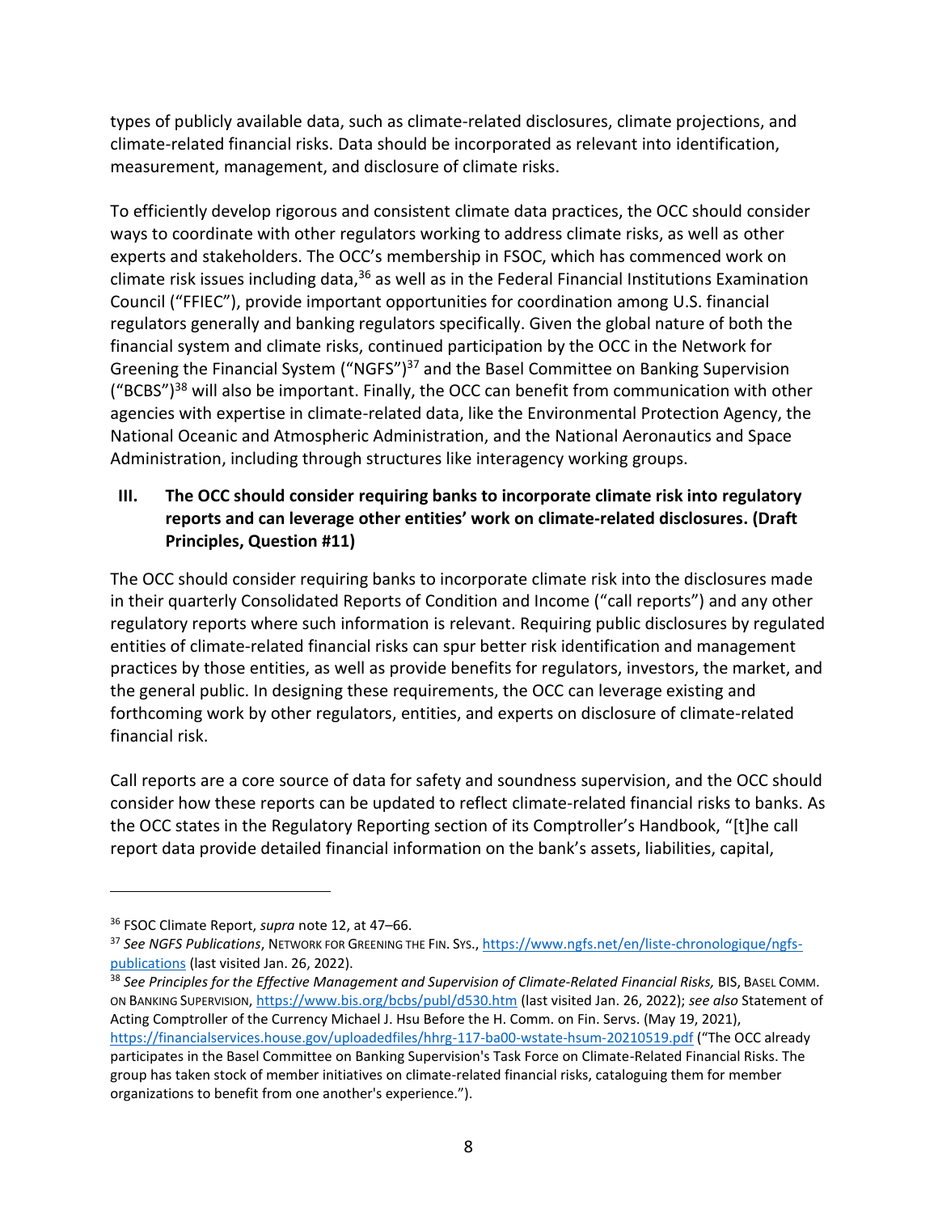types of publicly available data, such as climate-related disclosures, climate projections, and climate-related financial risks. Data should be incorporated as relevant into identification, measurement, management, and disclosure of climate risks.

To efficiently develop rigorous and consistent climate data practices, the OCC should consider ways to coordinate with other regulators working to address climate risks, as well as other experts and stakeholders. The OCC's membership in FSOC, which has commenced work on climate risk issues including data,[36] as well as in the Federal Financial Institutions Examination Council ("FFIEC"), provide important opportunities for coordination among U.S. financial regulators generally and banking regulators specifically. Given the global nature of both the financial system and climate risks, continued participation by the OCC in the Network for Greening the Financial System ("NGFS")[37] and the Basel Committee on Banking Supervision ("BCBS")[38] will also be important. Finally, the OCC can benefit from communication with other agencies with expertise in climate-related data, like the Environmental Protection Agency, the National Oceanic and Atmospheric Administration, and the National Aeronautics and Space Administration, including through structures like interagency working groups.

## III. The OCC should consider requiring banks to incorporate climate risk into regulatory reports and can leverage other entities' work on climate-related disclosures. (Draft Principles, Question #11)

The OCC should consider requiring banks to incorporate climate risk into the disclosures made in their quarterly Consolidated Reports of Condition and Income ("call reports") and any other regulatory reports where such information is relevant. Requiring public disclosures by regulated entities of climate-related financial risks can spur better risk identification and management practices by those entities, as well as provide benefits for regulators, investors, the market, and the general public. In designing these requirements, the OCC can leverage existing and forthcoming work by other regulators, entities, and experts on disclosure of climate-related financial risk.

Call reports are a core source of data for safety and soundness supervision, and the OCC should consider how these reports can be updated to reflect climate-related financial risks to banks. As the OCC states in the Regulatory Reporting section of its Comptroller's Handbook, "[t]he call report data provide detailed financial information on the bank's assets, liabilities, capital,

---

[36] FSOC Climate Report, *supra* note 12, at 47–66.

[37] *See NGFS Publications*, Network for Greening the Fin. Sys., https://www.ngfs.net/en/liste-chronologique/ngfs-publications (last visited Jan. 26, 2022).

[38] *See Principles for the Effective Management and Supervision of Climate-Related Financial Risks,* BIS, Basel Comm. on Banking Supervision, https://www.bis.org/bcbs/publ/d530.htm (last visited Jan. 26, 2022); *see also* Statement of Acting Comptroller of the Currency Michael J. Hsu Before the H. Comm. on Fin. Servs. (May 19, 2021), https://financialservices.house.gov/uploadedfiles/hhrg-117-ba00-wstate-hsum-20210519.pdf ("The OCC already participates in the Basel Committee on Banking Supervision's Task Force on Climate-Related Financial Risks. The group has taken stock of member initiatives on climate-related financial risks, cataloguing them for member organizations to benefit from one another's experience.").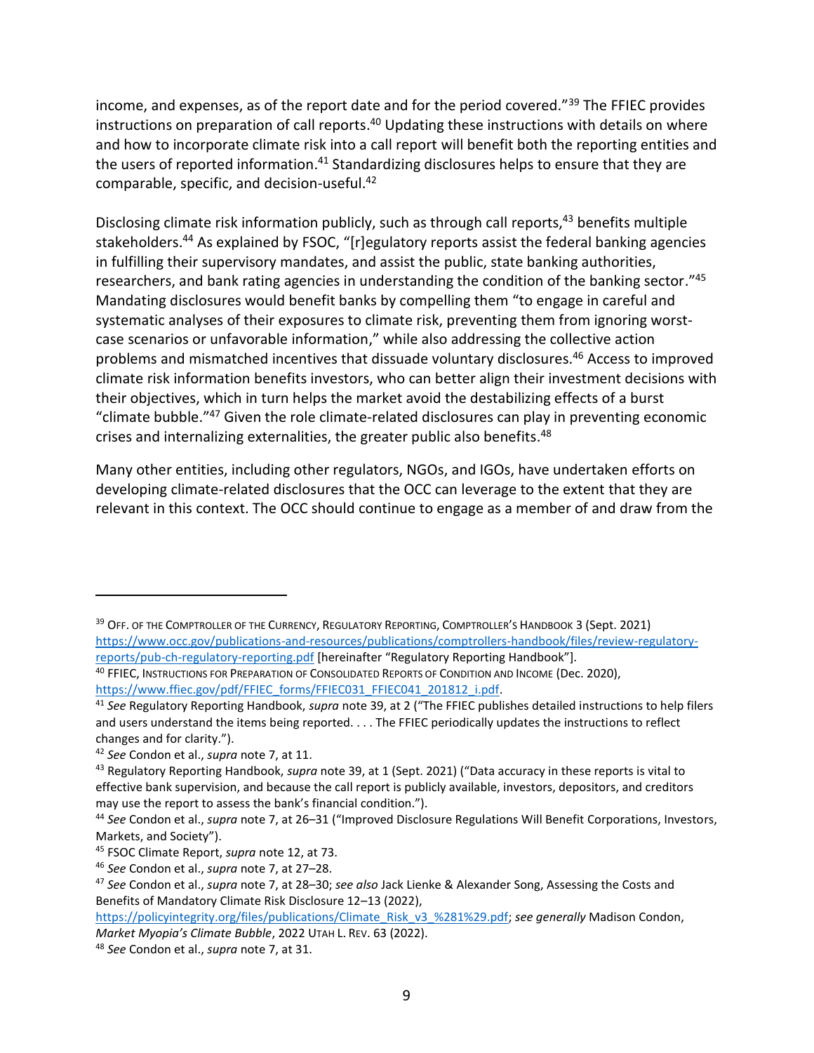income, and expenses, as of the report date and for the period covered."[39] The FFIEC provides instructions on preparation of call reports.[40] Updating these instructions with details on where and how to incorporate climate risk into a call report will benefit both the reporting entities and the users of reported information.[41] Standardizing disclosures helps to ensure that they are comparable, specific, and decision-useful.[42]

Disclosing climate risk information publicly, such as through call reports,[43] benefits multiple stakeholders.[44] As explained by FSOC, "[r]egulatory reports assist the federal banking agencies in fulfilling their supervisory mandates, and assist the public, state banking authorities, researchers, and bank rating agencies in understanding the condition of the banking sector."[45] Mandating disclosures would benefit banks by compelling them "to engage in careful and systematic analyses of their exposures to climate risk, preventing them from ignoring worst-case scenarios or unfavorable information," while also addressing the collective action problems and mismatched incentives that dissuade voluntary disclosures.[46] Access to improved climate risk information benefits investors, who can better align their investment decisions with their objectives, which in turn helps the market avoid the destabilizing effects of a burst "climate bubble."[47] Given the role climate-related disclosures can play in preventing economic crises and internalizing externalities, the greater public also benefits.[48]

Many other entities, including other regulators, NGOs, and IGOs, have undertaken efforts on developing climate-related disclosures that the OCC can leverage to the extent that they are relevant in this context. The OCC should continue to engage as a member of and draw from the

---

[39] Off. of the Comptroller of the Currency, Regulatory Reporting, Comptroller's Handbook 3 (Sept. 2021) https://www.occ.gov/publications-and-resources/publications/comptrollers-handbook/files/review-regulatory-reports/pub-ch-regulatory-reporting.pdf [hereinafter "Regulatory Reporting Handbook"].

[40] FFIEC, Instructions for Preparation of Consolidated Reports of Condition and Income (Dec. 2020), https://www.ffiec.gov/pdf/FFIEC_forms/FFIEC031_FFIEC041_201812_i.pdf.

[41] *See* Regulatory Reporting Handbook, *supra* note 39, at 2 ("The FFIEC publishes detailed instructions to help filers and users understand the items being reported. . . . The FFIEC periodically updates the instructions to reflect changes and for clarity.").

[42] *See* Condon et al., *supra* note 7, at 11.

[43] Regulatory Reporting Handbook, *supra* note 39, at 1 (Sept. 2021) ("Data accuracy in these reports is vital to effective bank supervision, and because the call report is publicly available, investors, depositors, and creditors may use the report to assess the bank's financial condition.").

[44] *See* Condon et al., *supra* note 7, at 26–31 ("Improved Disclosure Regulations Will Benefit Corporations, Investors, Markets, and Society").

[45] FSOC Climate Report, *supra* note 12, at 73.

[46] *See* Condon et al., *supra* note 7, at 27–28.

[47] *See* Condon et al., *supra* note 7, at 28–30; *see also* Jack Lienke & Alexander Song, Assessing the Costs and Benefits of Mandatory Climate Risk Disclosure 12–13 (2022), https://policyintegrity.org/files/publications/Climate_Risk_v3_%281%29.pdf; *see generally* Madison Condon, *Market Myopia's Climate Bubble*, 2022 Utah L. Rev. 63 (2022).

[48] *See* Condon et al., *supra* note 7, at 31.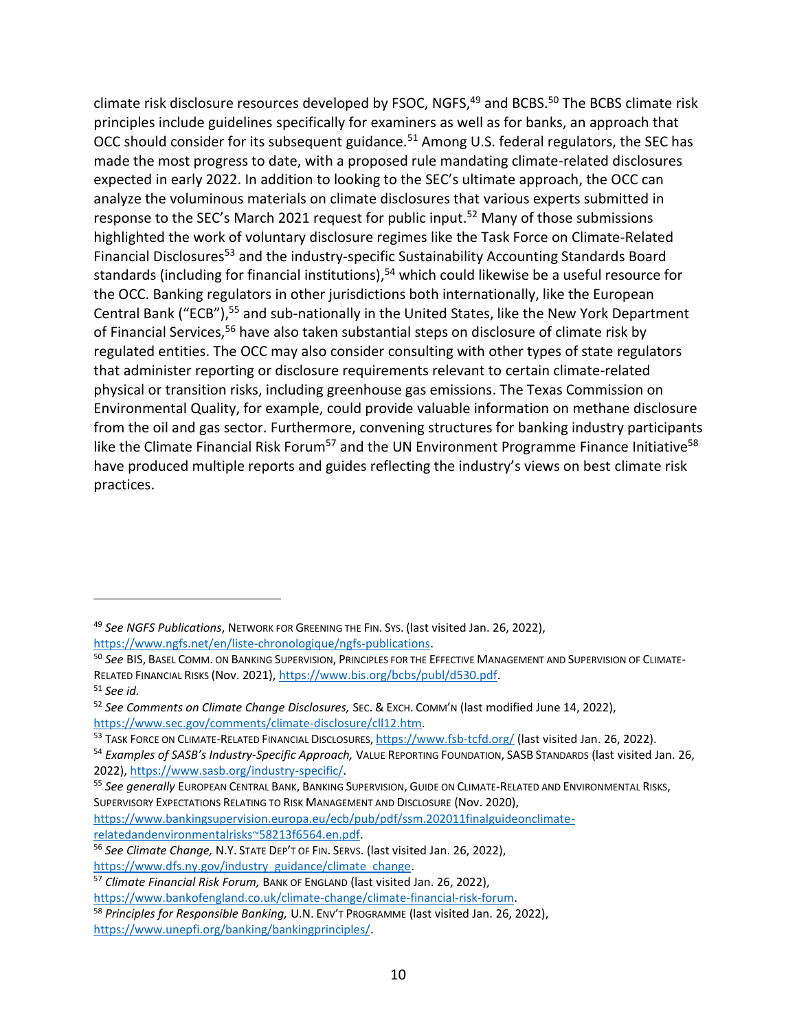climate risk disclosure resources developed by FSOC, NGFS,[49] and BCBS.[50] The BCBS climate risk principles include guidelines specifically for examiners as well as for banks, an approach that OCC should consider for its subsequent guidance.[51] Among U.S. federal regulators, the SEC has made the most progress to date, with a proposed rule mandating climate-related disclosures expected in early 2022. In addition to looking to the SEC's ultimate approach, the OCC can analyze the voluminous materials on climate disclosures that various experts submitted in response to the SEC's March 2021 request for public input.[52] Many of those submissions highlighted the work of voluntary disclosure regimes like the Task Force on Climate-Related Financial Disclosures[53] and the industry-specific Sustainability Accounting Standards Board standards (including for financial institutions),[54] which could likewise be a useful resource for the OCC. Banking regulators in other jurisdictions both internationally, like the European Central Bank ("ECB"),[55] and sub-nationally in the United States, like the New York Department of Financial Services,[56] have also taken substantial steps on disclosure of climate risk by regulated entities. The OCC may also consider consulting with other types of state regulators that administer reporting or disclosure requirements relevant to certain climate-related physical or transition risks, including greenhouse gas emissions. The Texas Commission on Environmental Quality, for example, could provide valuable information on methane disclosure from the oil and gas sector. Furthermore, convening structures for banking industry participants like the Climate Financial Risk Forum[57] and the UN Environment Programme Finance Initiative[58] have produced multiple reports and guides reflecting the industry's views on best climate risk practices.

---

[49] *See NGFS Publications*, NETWORK FOR GREENING THE FIN. SYS. (last visited Jan. 26, 2022), https://www.ngfs.net/en/liste-chronologique/ngfs-publications.

[50] *See* BIS, BASEL COMM. ON BANKING SUPERVISION, PRINCIPLES FOR THE EFFECTIVE MANAGEMENT AND SUPERVISION OF CLIMATE-RELATED FINANCIAL RISKS (Nov. 2021), https://www.bis.org/bcbs/publ/d530.pdf.

[51] *See id.*

[52] *See Comments on Climate Change Disclosures,* SEC. & EXCH. COMM'N (last modified June 14, 2022), https://www.sec.gov/comments/climate-disclosure/cll12.htm.

[53] TASK FORCE ON CLIMATE-RELATED FINANCIAL DISCLOSURES, https://www.fsb-tcfd.org/ (last visited Jan. 26, 2022).

[54] *Examples of SASB's Industry-Specific Approach,* VALUE REPORTING FOUNDATION, SASB STANDARDS (last visited Jan. 26, 2022), https://www.sasb.org/industry-specific/.

[55] *See generally* EUROPEAN CENTRAL BANK, BANKING SUPERVISION, GUIDE ON CLIMATE-RELATED AND ENVIRONMENTAL RISKS, SUPERVISORY EXPECTATIONS RELATING TO RISK MANAGEMENT AND DISCLOSURE (Nov. 2020), https://www.bankingsupervision.europa.eu/ecb/pub/pdf/ssm.202011finalguideonclimate-relatedandenvironmentalrisks~58213f6564.en.pdf.

[56] *See Climate Change,* N.Y. STATE DEP'T OF FIN. SERVS. (last visited Jan. 26, 2022), https://www.dfs.ny.gov/industry_guidance/climate_change.

[57] *Climate Financial Risk Forum,* BANK OF ENGLAND (last visited Jan. 26, 2022), https://www.bankofengland.co.uk/climate-change/climate-financial-risk-forum.

[58] *Principles for Responsible Banking,* U.N. ENV'T PROGRAMME (last visited Jan. 26, 2022), https://www.unepfi.org/banking/bankingprinciples/.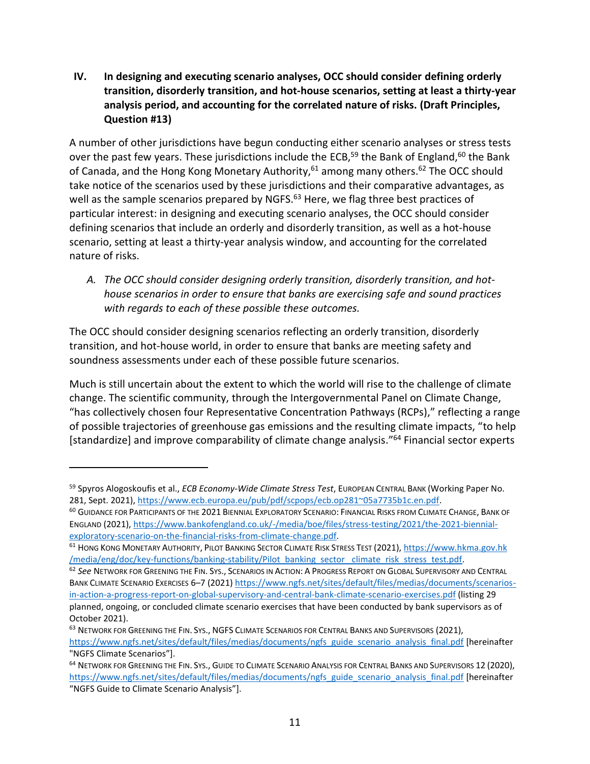## IV. In designing and executing scenario analyses, OCC should consider defining orderly transition, disorderly transition, and hot-house scenarios, setting at least a thirty-year analysis period, and accounting for the correlated nature of risks. (Draft Principles, Question #13)

A number of other jurisdictions have begun conducting either scenario analyses or stress tests over the past few years. These jurisdictions include the ECB,[59] the Bank of England,[60] the Bank of Canada, and the Hong Kong Monetary Authority,[61] among many others.[62] The OCC should take notice of the scenarios used by these jurisdictions and their comparative advantages, as well as the sample scenarios prepared by NGFS.[63] Here, we flag three best practices of particular interest: in designing and executing scenario analyses, the OCC should consider defining scenarios that include an orderly and disorderly transition, as well as a hot-house scenario, setting at least a thirty-year analysis window, and accounting for the correlated nature of risks.

### *A. The OCC should consider designing orderly transition, disorderly transition, and hot-house scenarios in order to ensure that banks are exercising safe and sound practices with regards to each of these possible these outcomes.*

The OCC should consider designing scenarios reflecting an orderly transition, disorderly transition, and hot-house world, in order to ensure that banks are meeting safety and soundness assessments under each of these possible future scenarios.

Much is still uncertain about the extent to which the world will rise to the challenge of climate change. The scientific community, through the Intergovernmental Panel on Climate Change, "has collectively chosen four Representative Concentration Pathways (RCPs)," reflecting a range of possible trajectories of greenhouse gas emissions and the resulting climate impacts, "to help [standardize] and improve comparability of climate change analysis."[64] Financial sector experts

---

[59] Spyros Alogoskoufis et al., *ECB Economy-Wide Climate Stress Test*, European Central Bank (Working Paper No. 281, Sept. 2021), https://www.ecb.europa.eu/pub/pdf/scpops/ecb.op281~05a7735b1c.en.pdf.

[60] Guidance for Participants of the 2021 Biennial Exploratory Scenario: Financial Risks from Climate Change, Bank of England (2021), https://www.bankofengland.co.uk/-/media/boe/files/stress-testing/2021/the-2021-biennial-exploratory-scenario-on-the-financial-risks-from-climate-change.pdf.

[61] Hong Kong Monetary Authority, Pilot Banking Sector Climate Risk Stress Test (2021), https://www.hkma.gov.hk/media/eng/doc/key-functions/banking-stability/Pilot_banking_sector__climate_risk_stress_test.pdf.

[62] *See* Network for Greening the Fin. Sys., Scenarios in Action: A Progress Report on Global Supervisory and Central Bank Climate Scenario Exercises 6–7 (2021) https://www.ngfs.net/sites/default/files/medias/documents/scenarios-in-action-a-progress-report-on-global-supervisory-and-central-bank-climate-scenario-exercises.pdf (listing 29 planned, ongoing, or concluded climate scenario exercises that have been conducted by bank supervisors as of October 2021).

[63] Network for Greening the Fin. Sys., NGFS Climate Scenarios for Central Banks and Supervisors (2021), https://www.ngfs.net/sites/default/files/medias/documents/ngfs_guide_scenario_analysis_final.pdf [hereinafter "NGFS Climate Scenarios"].

[64] Network for Greening the Fin. Sys., Guide to Climate Scenario Analysis for Central Banks and Supervisors 12 (2020), https://www.ngfs.net/sites/default/files/medias/documents/ngfs_guide_scenario_analysis_final.pdf [hereinafter "NGFS Guide to Climate Scenario Analysis"].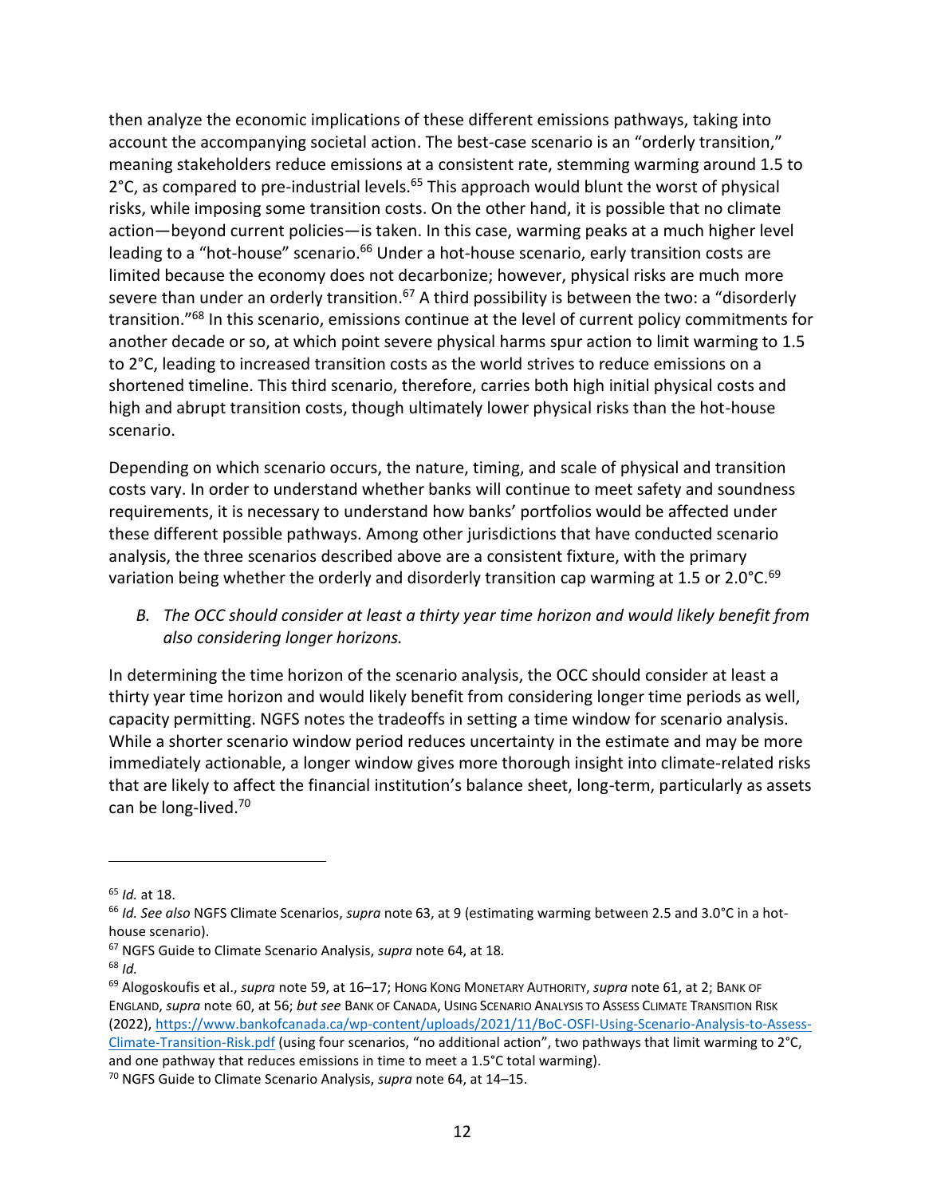then analyze the economic implications of these different emissions pathways, taking into account the accompanying societal action. The best-case scenario is an "orderly transition," meaning stakeholders reduce emissions at a consistent rate, stemming warming around 1.5 to 2°C, as compared to pre-industrial levels.[65] This approach would blunt the worst of physical risks, while imposing some transition costs. On the other hand, it is possible that no climate action—beyond current policies—is taken. In this case, warming peaks at a much higher level leading to a "hot-house" scenario.[66] Under a hot-house scenario, early transition costs are limited because the economy does not decarbonize; however, physical risks are much more severe than under an orderly transition.[67] A third possibility is between the two: a "disorderly transition."[68] In this scenario, emissions continue at the level of current policy commitments for another decade or so, at which point severe physical harms spur action to limit warming to 1.5 to 2°C, leading to increased transition costs as the world strives to reduce emissions on a shortened timeline. This third scenario, therefore, carries both high initial physical costs and high and abrupt transition costs, though ultimately lower physical risks than the hot-house scenario.

Depending on which scenario occurs, the nature, timing, and scale of physical and transition costs vary. In order to understand whether banks will continue to meet safety and soundness requirements, it is necessary to understand how banks' portfolios would be affected under these different possible pathways. Among other jurisdictions that have conducted scenario analysis, the three scenarios described above are a consistent fixture, with the primary variation being whether the orderly and disorderly transition cap warming at 1.5 or 2.0°C.[69]

### *B. The OCC should consider at least a thirty year time horizon and would likely benefit from also considering longer horizons.*

In determining the time horizon of the scenario analysis, the OCC should consider at least a thirty year time horizon and would likely benefit from considering longer time periods as well, capacity permitting. NGFS notes the tradeoffs in setting a time window for scenario analysis. While a shorter scenario window period reduces uncertainty in the estimate and may be more immediately actionable, a longer window gives more thorough insight into climate-related risks that are likely to affect the financial institution's balance sheet, long-term, particularly as assets can be long-lived.[70]

---

[65] *Id.* at 18.

[66] *Id. See also* NGFS Climate Scenarios, *supra* note 63, at 9 (estimating warming between 2.5 and 3.0°C in a hot-house scenario).

[67] NGFS Guide to Climate Scenario Analysis, *supra* note 64, at 18.

[68] *Id.*

[69] Alogoskoufis et al., *supra* note 59, at 16–17; HONG KONG MONETARY AUTHORITY, *supra* note 61, at 2; BANK OF ENGLAND, *supra* note 60, at 56; *but see* BANK OF CANADA, USING SCENARIO ANALYSIS TO ASSESS CLIMATE TRANSITION RISK (2022), https://www.bankofcanada.ca/wp-content/uploads/2021/11/BoC-OSFI-Using-Scenario-Analysis-to-Assess-Climate-Transition-Risk.pdf (using four scenarios, "no additional action", two pathways that limit warming to 2°C, and one pathway that reduces emissions in time to meet a 1.5°C total warming).

[70] NGFS Guide to Climate Scenario Analysis, *supra* note 64, at 14–15.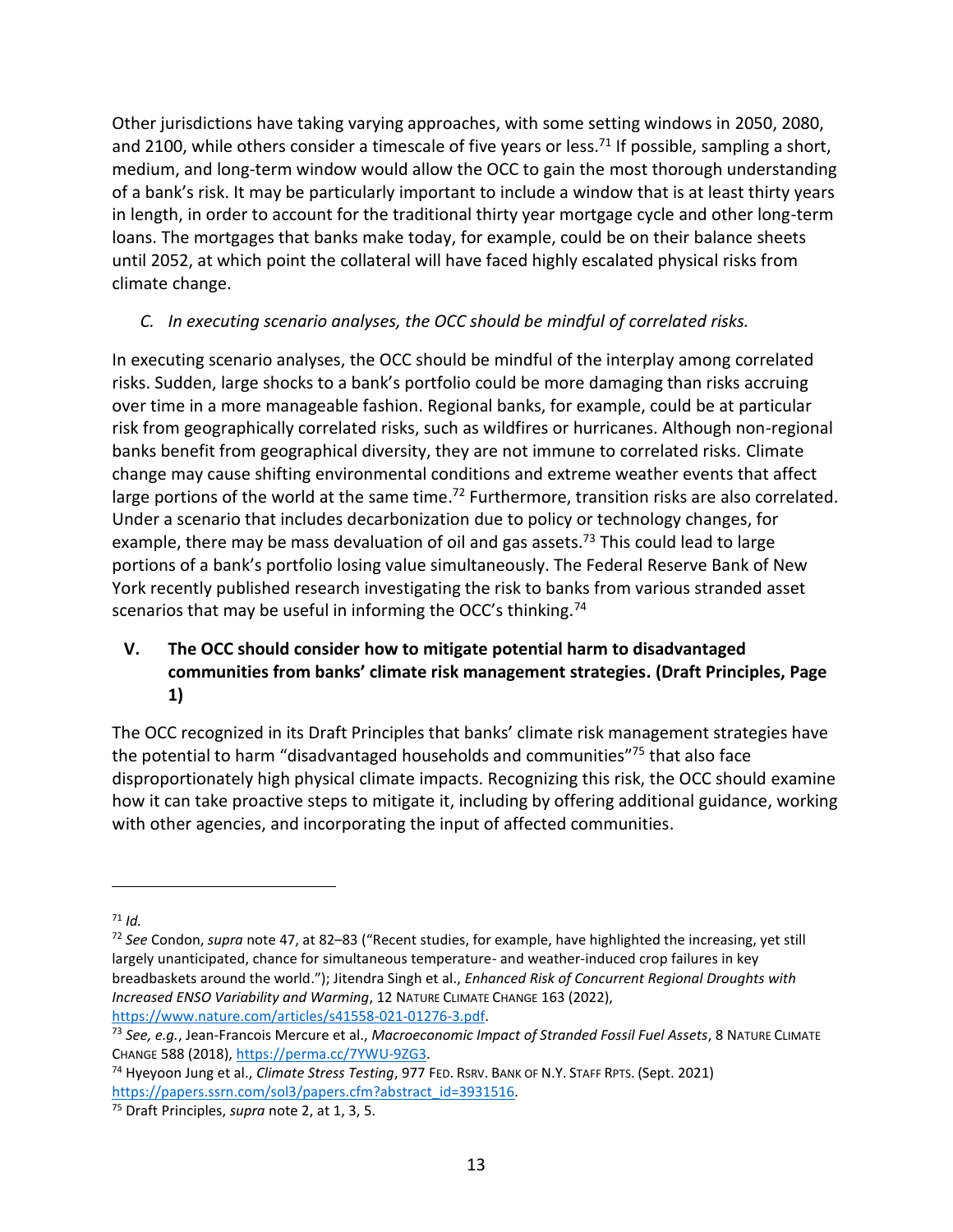Other jurisdictions have taking varying approaches, with some setting windows in 2050, 2080, and 2100, while others consider a timescale of five years or less.[71] If possible, sampling a short, medium, and long-term window would allow the OCC to gain the most thorough understanding of a bank's risk. It may be particularly important to include a window that is at least thirty years in length, in order to account for the traditional thirty year mortgage cycle and other long-term loans. The mortgages that banks make today, for example, could be on their balance sheets until 2052, at which point the collateral will have faced highly escalated physical risks from climate change.

### *C. In executing scenario analyses, the OCC should be mindful of correlated risks.*

In executing scenario analyses, the OCC should be mindful of the interplay among correlated risks. Sudden, large shocks to a bank's portfolio could be more damaging than risks accruing over time in a more manageable fashion. Regional banks, for example, could be at particular risk from geographically correlated risks, such as wildfires or hurricanes. Although non-regional banks benefit from geographical diversity, they are not immune to correlated risks. Climate change may cause shifting environmental conditions and extreme weather events that affect large portions of the world at the same time.[72] Furthermore, transition risks are also correlated. Under a scenario that includes decarbonization due to policy or technology changes, for example, there may be mass devaluation of oil and gas assets.[73] This could lead to large portions of a bank's portfolio losing value simultaneously. The Federal Reserve Bank of New York recently published research investigating the risk to banks from various stranded asset scenarios that may be useful in informing the OCC's thinking.[74]

## V. The OCC should consider how to mitigate potential harm to disadvantaged communities from banks' climate risk management strategies. (Draft Principles, Page 1)

The OCC recognized in its Draft Principles that banks' climate risk management strategies have the potential to harm "disadvantaged households and communities"[75] that also face disproportionately high physical climate impacts. Recognizing this risk, the OCC should examine how it can take proactive steps to mitigate it, including by offering additional guidance, working with other agencies, and incorporating the input of affected communities.

---

[71] *Id.*

[72] *See* Condon, *supra* note 47, at 82–83 ("Recent studies, for example, have highlighted the increasing, yet still largely unanticipated, chance for simultaneous temperature- and weather-induced crop failures in key breadbaskets around the world."); Jitendra Singh et al., *Enhanced Risk of Concurrent Regional Droughts with Increased ENSO Variability and Warming*, 12 NATURE CLIMATE CHANGE 163 (2022), https://www.nature.com/articles/s41558-021-01276-3.pdf.

[73] *See, e.g.*, Jean-Francois Mercure et al., *Macroeconomic Impact of Stranded Fossil Fuel Assets*, 8 NATURE CLIMATE CHANGE 588 (2018), https://perma.cc/7YWU-9ZG3.

[74] Hyeyoon Jung et al., *Climate Stress Testing*, 977 FED. RSRV. BANK OF N.Y. STAFF RPTS. (Sept. 2021) https://papers.ssrn.com/sol3/papers.cfm?abstract_id=3931516.

[75] Draft Principles, *supra* note 2, at 1, 3, 5.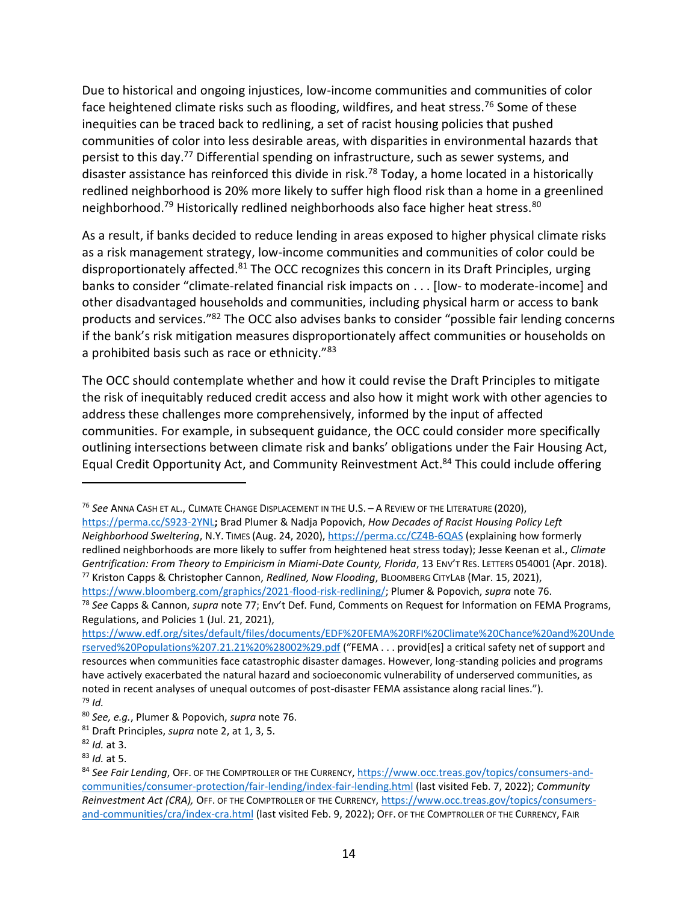Due to historical and ongoing injustices, low-income communities and communities of color face heightened climate risks such as flooding, wildfires, and heat stress.[76] Some of these inequities can be traced back to redlining, a set of racist housing policies that pushed communities of color into less desirable areas, with disparities in environmental hazards that persist to this day.[77] Differential spending on infrastructure, such as sewer systems, and disaster assistance has reinforced this divide in risk.[78] Today, a home located in a historically redlined neighborhood is 20% more likely to suffer high flood risk than a home in a greenlined neighborhood.[79] Historically redlined neighborhoods also face higher heat stress.[80]

As a result, if banks decided to reduce lending in areas exposed to higher physical climate risks as a risk management strategy, low-income communities and communities of color could be disproportionately affected.[81] The OCC recognizes this concern in its Draft Principles, urging banks to consider "climate-related financial risk impacts on . . . [low- to moderate-income] and other disadvantaged households and communities, including physical harm or access to bank products and services."[82] The OCC also advises banks to consider "possible fair lending concerns if the bank's risk mitigation measures disproportionately affect communities or households on a prohibited basis such as race or ethnicity."[83]

The OCC should contemplate whether and how it could revise the Draft Principles to mitigate the risk of inequitably reduced credit access and also how it might work with other agencies to address these challenges more comprehensively, informed by the input of affected communities. For example, in subsequent guidance, the OCC could consider more specifically outlining intersections between climate risk and banks' obligations under the Fair Housing Act, Equal Credit Opportunity Act, and Community Reinvestment Act.[84] This could include offering

---

[76] *See* ANNA CASH ET AL., CLIMATE CHANGE DISPLACEMENT IN THE U.S. – A REVIEW OF THE LITERATURE (2020), https://perma.cc/S923-2YNL; Brad Plumer & Nadja Popovich, *How Decades of Racist Housing Policy Left Neighborhood Sweltering*, N.Y. TIMES (Aug. 24, 2020), https://perma.cc/CZ4B-6QAS (explaining how formerly redlined neighborhoods are more likely to suffer from heightened heat stress today); Jesse Keenan et al., *Climate Gentrification: From Theory to Empiricism in Miami-Date County, Florida*, 13 ENV'T RES. LETTERS 054001 (Apr. 2018).

[77] Kriston Capps & Christopher Cannon, *Redlined, Now Flooding*, BLOOMBERG CITYLAB (Mar. 15, 2021), https://www.bloomberg.com/graphics/2021-flood-risk-redlining/; Plumer & Popovich, *supra* note 76.

[78] *See* Capps & Cannon, *supra* note 77; Env't Def. Fund, Comments on Request for Information on FEMA Programs, Regulations, and Policies 1 (Jul. 21, 2021), https://www.edf.org/sites/default/files/documents/EDF%20FEMA%20RFI%20Climate%20Chance%20and%20Underserved%20Populations%207.21.21%20%28002%29.pdf ("FEMA . . . provid[es] a critical safety net of support and resources when communities face catastrophic disaster damages. However, long-standing policies and programs have actively exacerbated the natural hazard and socioeconomic vulnerability of underserved communities, as noted in recent analyses of unequal outcomes of post-disaster FEMA assistance along racial lines.").

[79] *Id.*

[80] *See, e.g.*, Plumer & Popovich, *supra* note 76.

[81] Draft Principles, *supra* note 2, at 1, 3, 5.

[82] *Id.* at 3.

[83] *Id.* at 5.

[84] *See Fair Lending*, OFF. OF THE COMPTROLLER OF THE CURRENCY, https://www.occ.treas.gov/topics/consumers-and-communities/consumer-protection/fair-lending/index-fair-lending.html (last visited Feb. 7, 2022); *Community Reinvestment Act (CRA),* OFF. OF THE COMPTROLLER OF THE CURRENCY, https://www.occ.treas.gov/topics/consumers-and-communities/cra/index-cra.html (last visited Feb. 9, 2022); OFF. OF THE COMPTROLLER OF THE CURRENCY, FAIR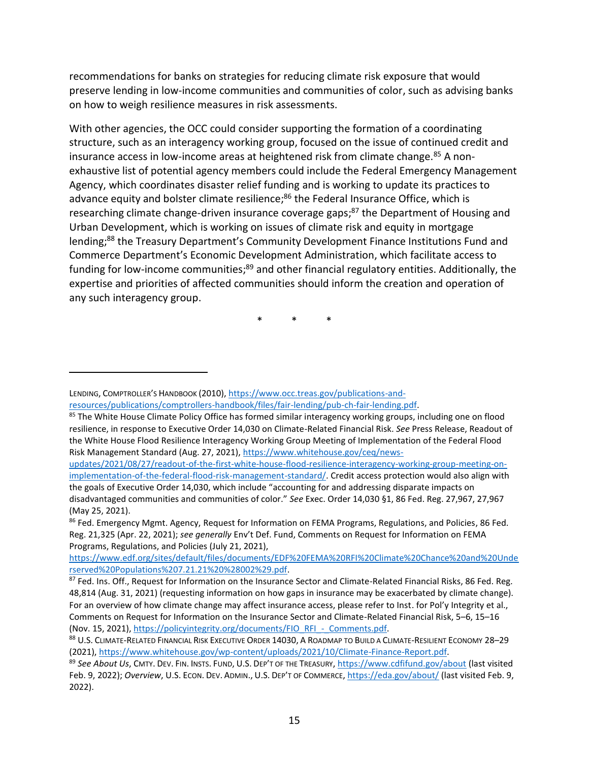recommendations for banks on strategies for reducing climate risk exposure that would preserve lending in low-income communities and communities of color, such as advising banks on how to weigh resilience measures in risk assessments.

With other agencies, the OCC could consider supporting the formation of a coordinating structure, such as an interagency working group, focused on the issue of continued credit and insurance access in low-income areas at heightened risk from climate change.[85] A non-exhaustive list of potential agency members could include the Federal Emergency Management Agency, which coordinates disaster relief funding and is working to update its practices to advance equity and bolster climate resilience;[86] the Federal Insurance Office, which is researching climate change-driven insurance coverage gaps;[87] the Department of Housing and Urban Development, which is working on issues of climate risk and equity in mortgage lending;[88] the Treasury Department's Community Development Finance Institutions Fund and Commerce Department's Economic Development Administration, which facilitate access to funding for low-income communities;[89] and other financial regulatory entities. Additionally, the expertise and priorities of affected communities should inform the creation and operation of any such interagency group.

\* \* \*

---

LENDING, COMPTROLLER'S HANDBOOK (2010), https://www.occ.treas.gov/publications-and-resources/publications/comptrollers-handbook/files/fair-lending/pub-ch-fair-lending.pdf.

[85] The White House Climate Policy Office has formed similar interagency working groups, including one on flood resilience, in response to Executive Order 14,030 on Climate-Related Financial Risk. *See* Press Release, Readout of the White House Flood Resilience Interagency Working Group Meeting of Implementation of the Federal Flood Risk Management Standard (Aug. 27, 2021), https://www.whitehouse.gov/ceq/news-updates/2021/08/27/readout-of-the-first-white-house-flood-resilience-interagency-working-group-meeting-on-implementation-of-the-federal-flood-risk-management-standard/. Credit access protection would also align with the goals of Executive Order 14,030, which include "accounting for and addressing disparate impacts on disadvantaged communities and communities of color." *See* Exec. Order 14,030 §1, 86 Fed. Reg. 27,967, 27,967 (May 25, 2021).

[86] Fed. Emergency Mgmt. Agency, Request for Information on FEMA Programs, Regulations, and Policies, 86 Fed. Reg. 21,325 (Apr. 22, 2021); *see generally* Env't Def. Fund, Comments on Request for Information on FEMA Programs, Regulations, and Policies (July 21, 2021), https://www.edf.org/sites/default/files/documents/EDF%20FEMA%20RFI%20Climate%20Chance%20and%20Underserved%20Populations%207.21.21%20%28002%29.pdf.

[87] Fed. Ins. Off., Request for Information on the Insurance Sector and Climate-Related Financial Risks, 86 Fed. Reg. 48,814 (Aug. 31, 2021) (requesting information on how gaps in insurance may be exacerbated by climate change). For an overview of how climate change may affect insurance access, please refer to Inst. for Pol'y Integrity et al., Comments on Request for Information on the Insurance Sector and Climate-Related Financial Risk, 5–6, 15–16 (Nov. 15, 2021), https://policyintegrity.org/documents/FIO_RFI_-_Comments.pdf.

[88] U.S. CLIMATE-RELATED FINANCIAL RISK EXECUTIVE ORDER 14030, A ROADMAP TO BUILD A CLIMATE-RESILIENT ECONOMY 28–29 (2021), https://www.whitehouse.gov/wp-content/uploads/2021/10/Climate-Finance-Report.pdf.

[89] *See About Us*, CMTY. DEV. FIN. INSTS. FUND, U.S. DEP'T OF THE TREASURY, https://www.cdfifund.gov/about (last visited Feb. 9, 2022); *Overview*, U.S. ECON. DEV. ADMIN., U.S. DEP'T OF COMMERCE, https://eda.gov/about/ (last visited Feb. 9, 2022).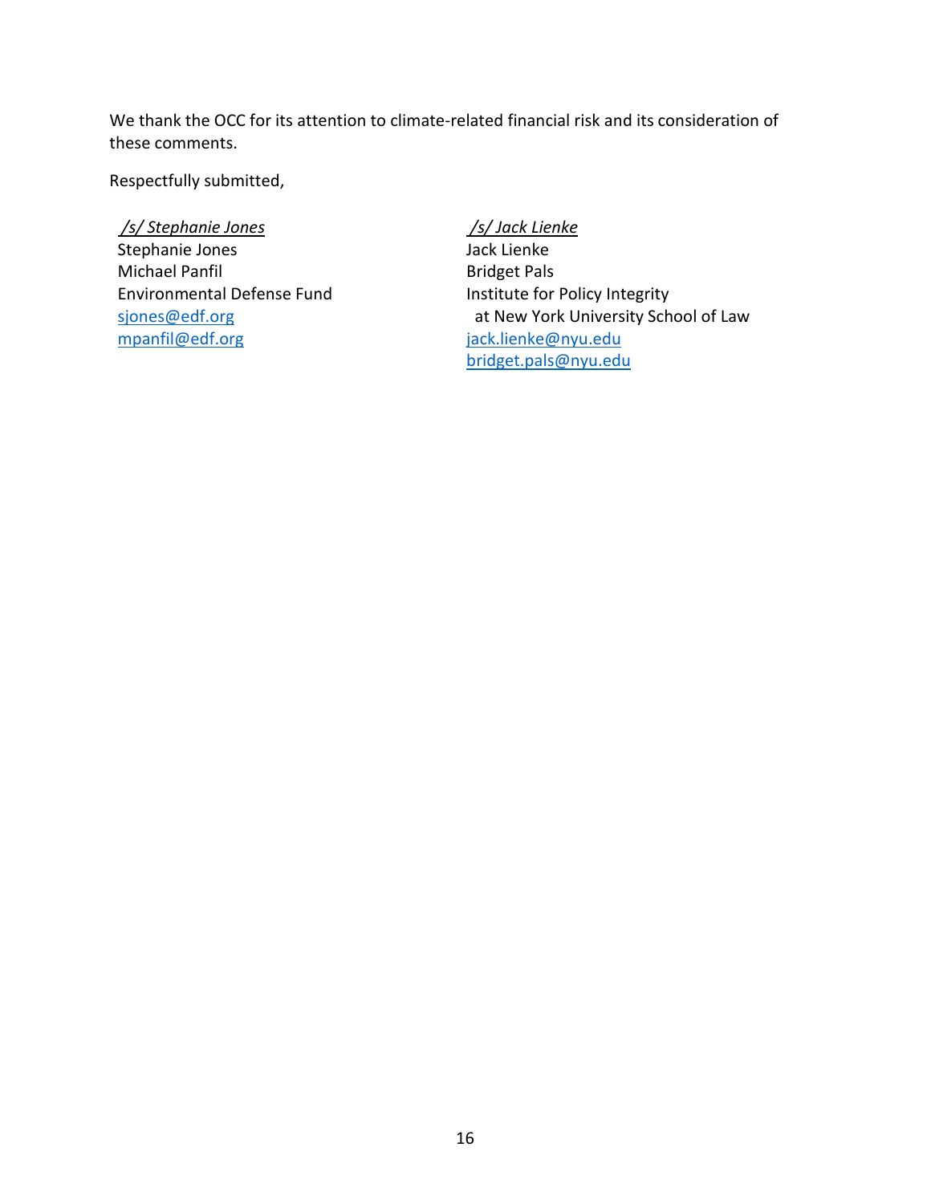We thank the OCC for its attention to climate-related financial risk and its consideration of these comments.

Respectfully submitted,

*/s/ Stephanie Jones*
Stephanie Jones
Michael Panfil
Environmental Defense Fund
sjones@edf.org
mpanfil@edf.org

*/s/ Jack Lienke*
Jack Lienke
Bridget Pals
Institute for Policy Integrity
at New York University School of Law
jack.lienke@nyu.edu
bridget.pals@nyu.edu